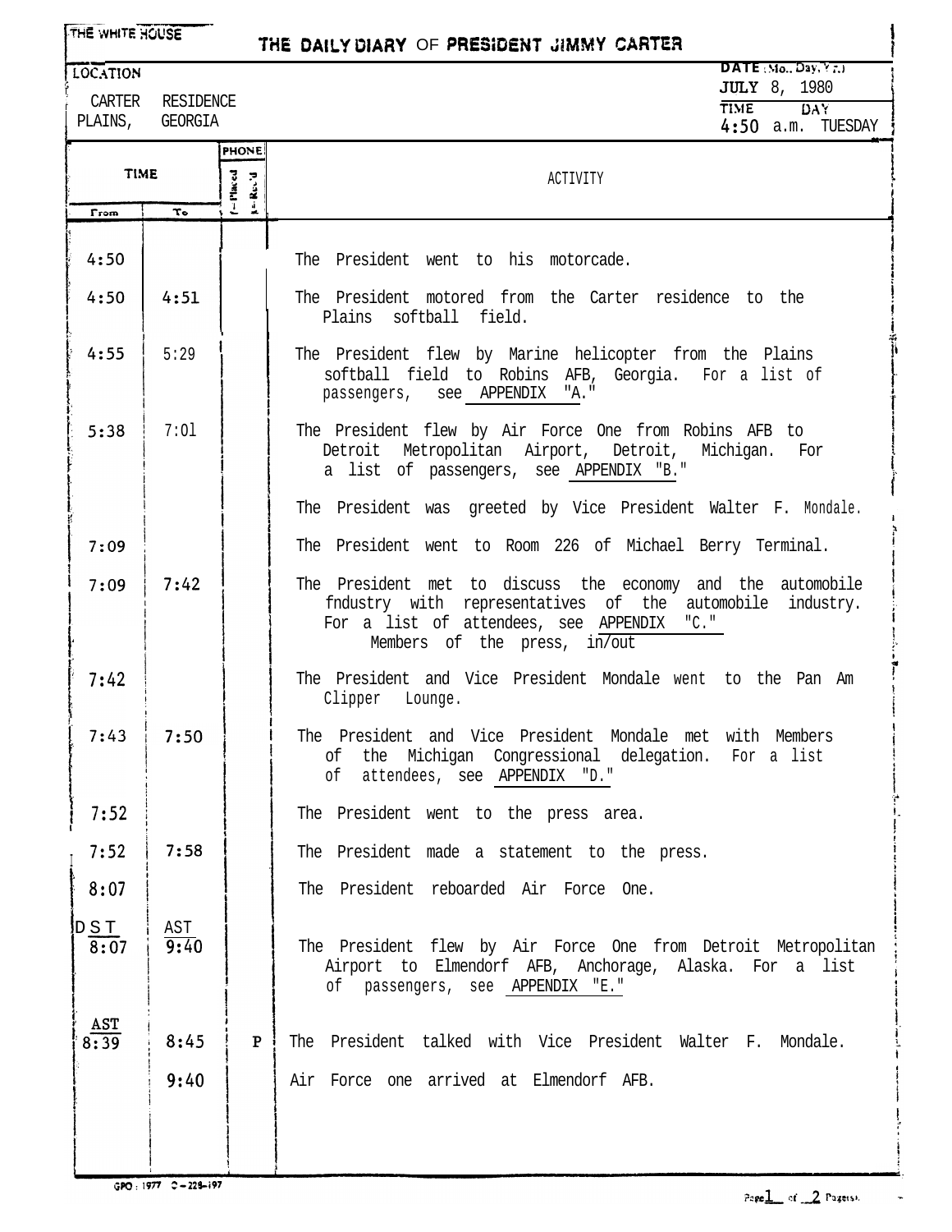THE WHITE HOUSE

# THE DAILY DIARY OF PRESIDENT JIMMY CARTER

**LOCATION**

CARTER RESIDENCE
PLAINS, GEORGIA

**DATE (Mo., Day, Yr.)**
JULY 8, 1980

**TIME** 4:50 a.m. **DAY** TUESDAY

| TIME From | TIME To | PHONE P=Placed R=Rec'd | ACTIVITY |
|---|---|---|---|
| 4:50 | | | The President went to his motorcade. |
| 4:50 | 4:51 | | The President motored from the Carter residence to the Plains softball field. |
| 4:55 | 5:29 | | The President flew by Marine helicopter from the Plains softball field to Robins AFB, Georgia. For a list of passengers, see APPENDIX "A." |
| 5:38 | 7:01 | | The President flew by Air Force One from Robins AFB to Detroit Metropolitan Airport, Detroit, Michigan. For a list of passengers, see APPENDIX "B." |
| | | | The President was greeted by Vice President Walter F. Mondale. |
| 7:09 | | | The President went to Room 226 of Michael Berry Terminal. |
| 7:09 | 7:42 | | The President met to discuss the economy and the automobile fndustry with representatives of the automobile industry. For a list of attendees, see APPENDIX "C." Members of the press, in/out |
| 7:42 | | | The President and Vice President Mondale went to the Pan Am Clipper Lounge. |
| 7:43 | 7:50 | | The President and Vice President Mondale met with Members of the Michigan Congressional delegation. For a list of attendees, see APPENDIX "D." |
| 7:52 | | | The President went to the press area. |
| 7:52 | 7:58 | | The President made a statement to the press. |
| 8:07 | | | The President reboarded Air Force One. |
| DST 8:07 | AST 9:40 | | The President flew by Air Force One from Detroit Metropolitan Airport to Elmendorf AFB, Anchorage, Alaska. For a list of passengers, see APPENDIX "E." |
| AST 8:39 | 8:45 | P | The President talked with Vice President Walter F. Mondale. |
| | 9:40 | | Air Force one arrived at Elmendorf AFB. |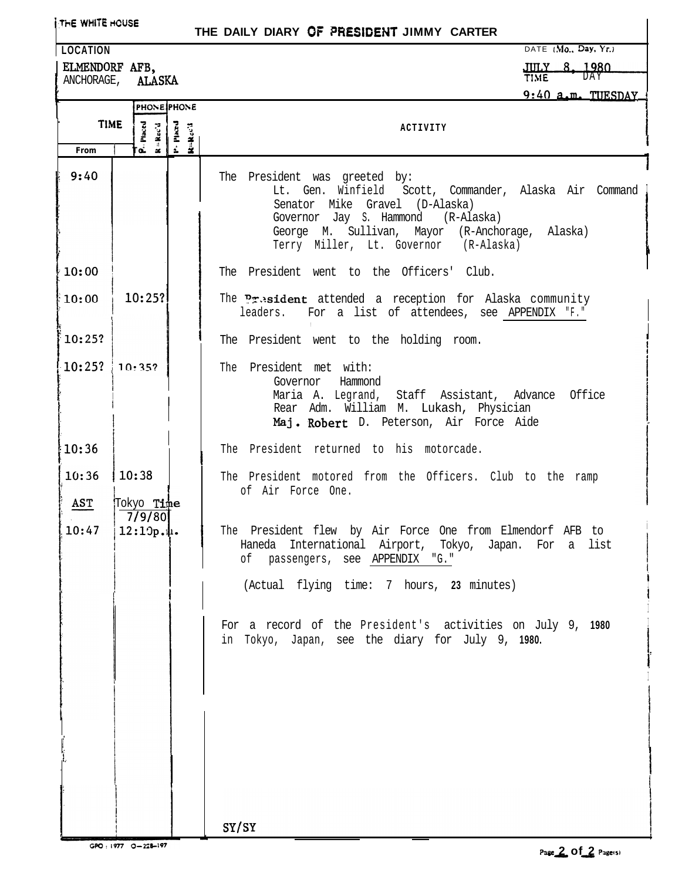THE WHITE HOUSE

# THE DAILY DIARY OF PRESIDENT JIMMY CARTER

**LOCATION:** ELMENDORF AFB, ANCHORAGE, ALASKA

**DATE (Mo., Day, Yr.):** JULY 8, 1980

**TIME:** 9:40 a.m. **DAY:** TUESDAY

| TIME From | TIME To | PHONE P=Placed R=Rec'd | ACTIVITY |
|---|---|---|---|
| 9:40 | | | The President was greeted by:<br>Lt. Gen. Winfield Scott, Commander, Alaska Air Command<br>Senator Mike Gravel (D-Alaska)<br>Governor Jay S. Hammond (R-Alaska)<br>George M. Sullivan, Mayor (R-Anchorage, Alaska)<br>Terry Miller, Lt. Governor (R-Alaska) |
| 10:00 | | | The President went to the Officers' Club. |
| 10:00 | 10:25? | | The President attended a reception for Alaska community leaders. For a list of attendees, see APPENDIX "F." |
| 10:25? | | | The President went to the holding room. |
| 10:25? | 10:35? | | The President met with:<br>Governor Hammond<br>Maria A. Legrand, Staff Assistant, Advance Office<br>Rear Adm. William M. Lukash, Physician<br>Maj. Robert D. Peterson, Air Force Aide |
| 10:36 | | | The President returned to his motorcade. |
| 10:36 | 10:38 | | The President motored from the Officers. Club to the ramp of Air Force One. |
| AST | Tokyo Time 7/9/80 | | |
| 10:47 | 12:10p.m. | | The President flew by Air Force One from Elmendorf AFB to Haneda International Airport, Tokyo, Japan. For a list of passengers, see APPENDIX "G."<br><br>(Actual flying time: 7 hours, 23 minutes) |
| | | | For a record of the President's activities on July 9, 1980 in Tokyo, Japan, see the diary for July 9, 1980. |

SY/SY

GPO : 1977 O—228-197